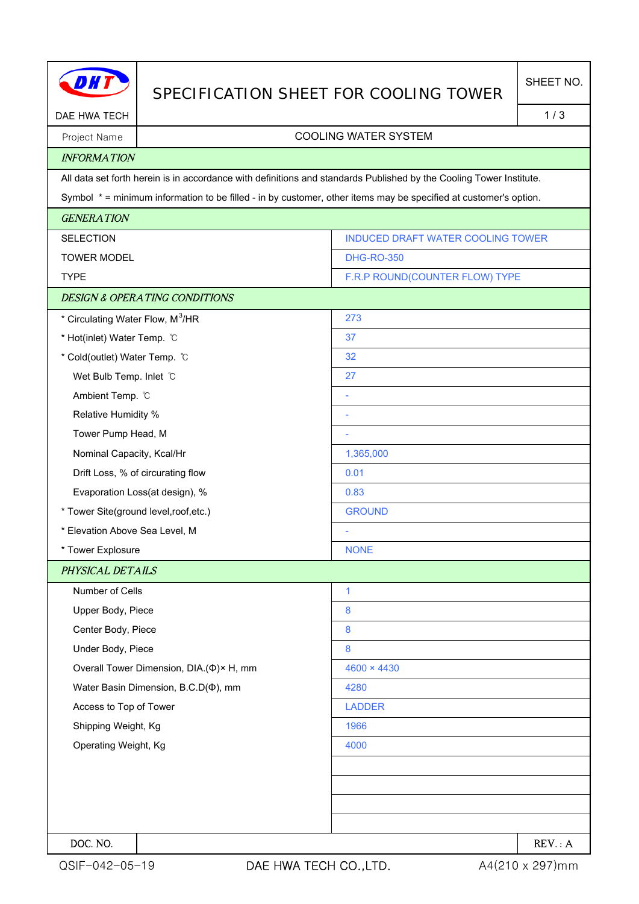DAE HWA TECH

# SPECIFICATION SHEET FOR COOLING TOWER

SHEET NO. 1 / 3

| Project Name | COOLING WATER SYSTEM |
|---|---|

## *INFORMATION*

All data set forth herein is in accordance with definitions and standards Published by the Cooling Tower Institute.

Symbol * = minimum information to be filled - in by customer, other items may be specified at customer's option.

## *GENERATION*

| | |
|---|---|
| SELECTION | INDUCED DRAFT WATER COOLING TOWER |
| TOWER MODEL | DHG-RO-350 |
| TYPE | F.R.P ROUND(COUNTER FLOW) TYPE |

## *DESIGN & OPERATING CONDITIONS*

| | |
|---|---|
| * Circulating Water Flow, $M^3$/HR | 273 |
| * Hot(inlet) Water Temp. ℃ | 37 |
| * Cold(outlet) Water Temp. ℃ | 32 |
| Wet Bulb Temp. Inlet ℃ | 27 |
| Ambient Temp. ℃ | - |
| Relative Humidity % | - |
| Tower Pump Head, M | - |
| Nominal Capacity, Kcal/Hr | 1,365,000 |
| Drift Loss, % of circurating flow | 0.01 |
| Evaporation Loss(at design), % | 0.83 |
| * Tower Site(ground level,roof,etc.) | GROUND |
| * Elevation Above Sea Level, M | - |
| * Tower Explosure | NONE |

## *PHYSICAL DETAILS*

| | |
|---|---|
| Number of Cells | 1 |
| Upper Body, Piece | 8 |
| Center Body, Piece | 8 |
| Under Body, Piece | 8 |
| Overall Tower Dimension, DIA.(Φ)× H, mm | 4600 × 4430 |
| Water Basin Dimension, B.C.D(Φ), mm | 4280 |
| Access to Top of Tower | LADDER |
| Shipping Weight, Kg | 1966 |
| Operating Weight, Kg | 4000 |

| DOC. NO. | | REV. : A |
|---|---|---|

QSIF-042-05-19 DAE HWA TECH CO.,LTD. A4(210 x 297)mm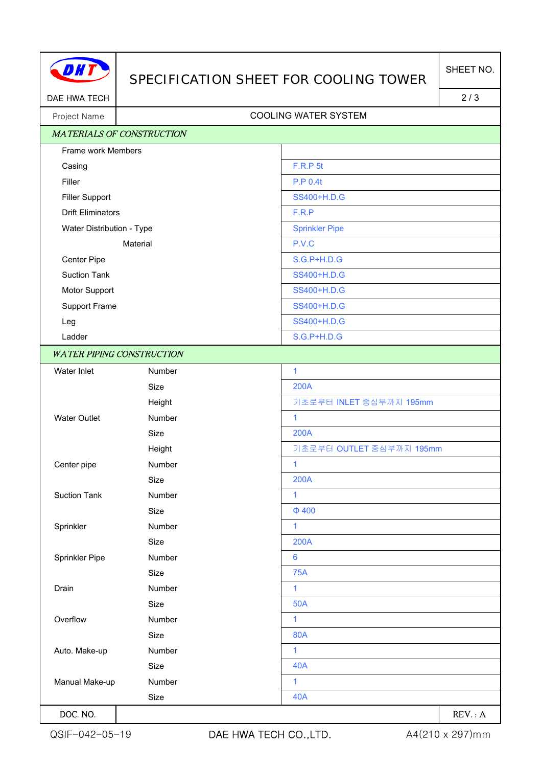# SPECIFICATION SHEET FOR COOLING TOWER

DAE HWA TECH

| Project Name | COOLING WATER SYSTEM |
|---|---|

## *MATERIALS OF CONSTRUCTION*

| Item | Specification |
|---|---|
| Frame work Members | |
| Casing | F.R.P 5t |
| Filler | P.P 0.4t |
| Filler Support | SS400+H.D.G |
| Drift Eliminators | F.R.P |
| Water Distribution - Type | Sprinkler Pipe |
| Material | P.V.C |
| Center Pipe | S.G.P+H.D.G |
| Suction Tank | SS400+H.D.G |
| Motor Support | SS400+H.D.G |
| Support Frame | SS400+H.D.G |
| Leg | SS400+H.D.G |
| Ladder | S.G.P+H.D.G |

## *WATER PIPING CONSTRUCTION*

| Item | | Specification |
|---|---|---|
| Water Inlet | Number | 1 |
| | Size | 200A |
| | Height | 기초로부터 INLET 중심부까지 195mm |
| Water Outlet | Number | 1 |
| | Size | 200A |
| | Height | 기초로부터 OUTLET 중심부까지 195mm |
| Center pipe | Number | 1 |
| | Size | 200A |
| Suction Tank | Number | 1 |
| | Size | Φ 400 |
| Sprinkler | Number | 1 |
| | Size | 200A |
| Sprinkler Pipe | Number | 6 |
| | Size | 75A |
| Drain | Number | 1 |
| | Size | 50A |
| Overflow | Number | 1 |
| | Size | 80A |
| Auto. Make-up | Number | 1 |
| | Size | 40A |
| Manual Make-up | Number | 1 |
| | Size | 40A |

| DOC. NO. | | REV. : A |
|---|---|---|

QSIF-042-05-19 DAE HWA TECH CO.,LTD. A4(210 x 297)mm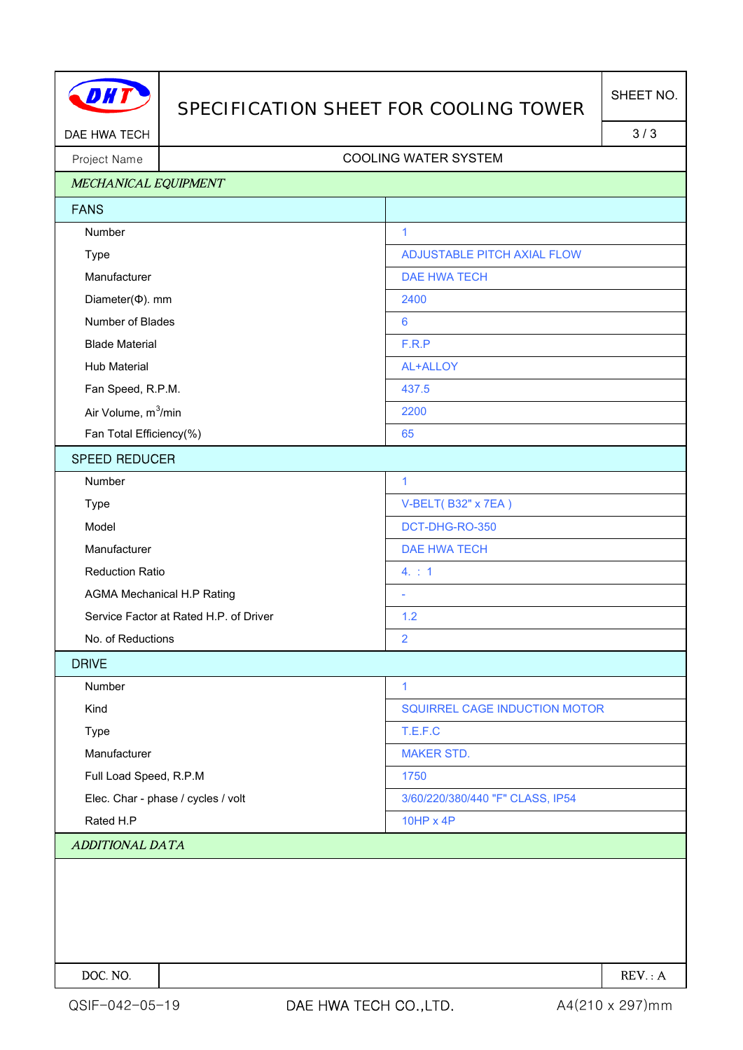DAE HWA TECH

# SPECIFICATION SHEET FOR COOLING TOWER

SHEET NO. 3 / 3

| Project Name | COOLING WATER SYSTEM |
|---|---|

*MECHANICAL EQUIPMENT*

| FANS | |
|---|---|
| Number | 1 |
| Type | ADJUSTABLE PITCH AXIAL FLOW |
| Manufacturer | DAE HWA TECH |
| Diameter(Φ). mm | 2400 |
| Number of Blades | 6 |
| Blade Material | F.R.P |
| Hub Material | AL+ALLOY |
| Fan Speed, R.P.M. | 437.5 |
| Air Volume, $m^3$/min | 2200 |
| Fan Total Efficiency(%) | 65 |
| **SPEED REDUCER** | |
| Number | 1 |
| Type | V-BELT( B32" x 7EA ) |
| Model | DCT-DHG-RO-350 |
| Manufacturer | DAE HWA TECH |
| Reduction Ratio | 4. : 1 |
| AGMA Mechanical H.P Rating | - |
| Service Factor at Rated H.P. of Driver | 1.2 |
| No. of Reductions | 2 |
| **DRIVE** | |
| Number | 1 |
| Kind | SQUIRREL CAGE INDUCTION MOTOR |
| Type | T.E.F.C |
| Manufacturer | MAKER STD. |
| Full Load Speed, R.P.M | 1750 |
| Elec. Char - phase / cycles / volt | 3/60/220/380/440 "F" CLASS, IP54 |
| Rated H.P | 10HP x 4P |

*ADDITIONAL DATA*

| DOC. NO. | | REV. : A |
|---|---|---|

QSIF-042-05-19 DAE HWA TECH CO.,LTD. A4(210 x 297)mm